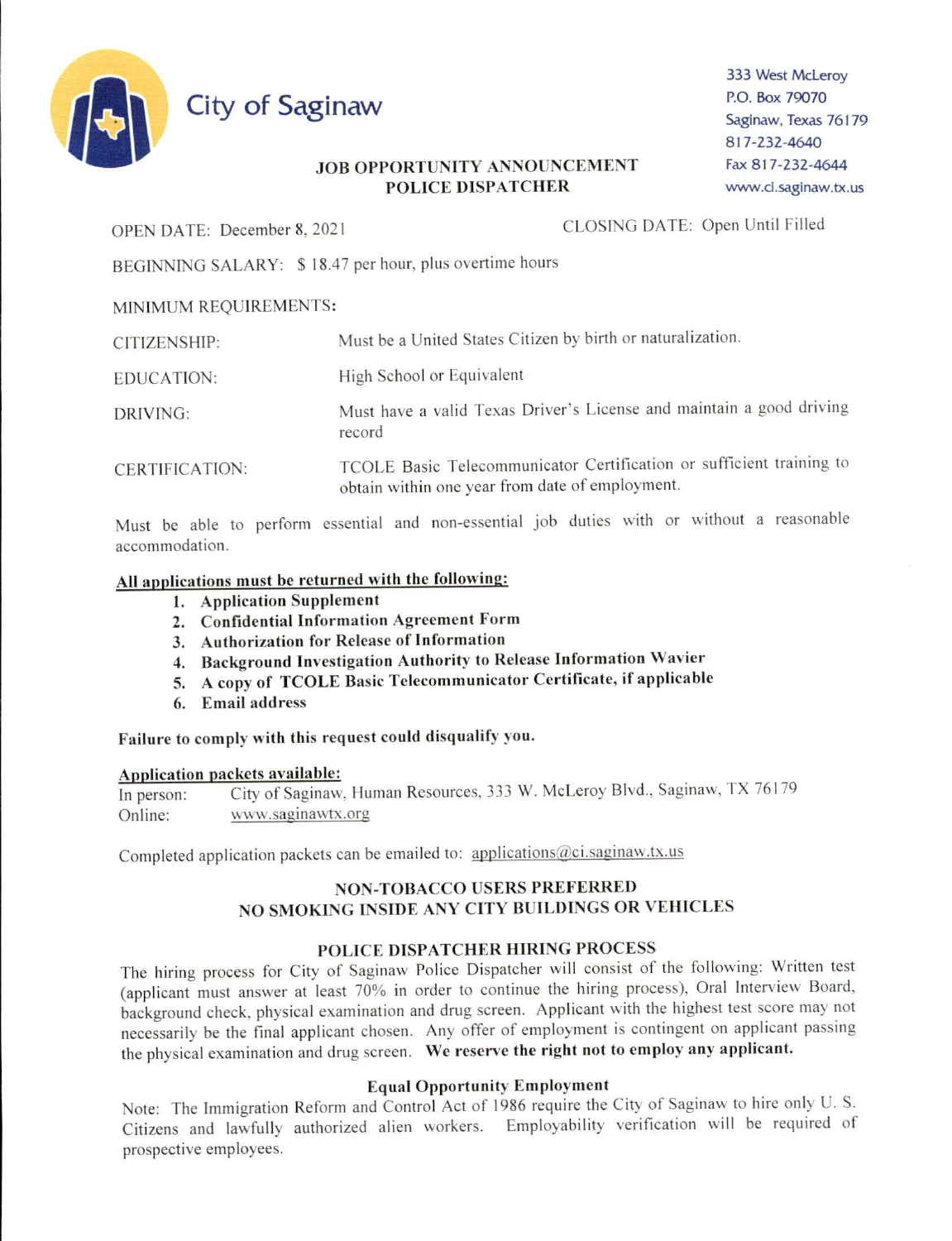# City of Saginaw

333 West McLeroy
P.O. Box 79070
Saginaw, Texas 76179
817-232-4640
Fax 817-232-4644
www.ci.saginaw.tx.us

## JOB OPPORTUNITY ANNOUNCEMENT
## POLICE DISPATCHER

OPEN DATE: December 8, 2021 CLOSING DATE: Open Until Filled

BEGINNING SALARY: $ 18.47 per hour, plus overtime hours

MINIMUM REQUIREMENTS:

| | |
|---|---|
| CITIZENSHIP: | Must be a United States Citizen by birth or naturalization. |
| EDUCATION: | High School or Equivalent |
| DRIVING: | Must have a valid Texas Driver's License and maintain a good driving record |
| CERTIFICATION: | TCOLE Basic Telecommunicator Certification or sufficient training to obtain within one year from date of employment. |

Must be able to perform essential and non-essential job duties with or without a reasonable accommodation.

**All applications must be returned with the following:**

1. **Application Supplement**
2. **Confidential Information Agreement Form**
3. **Authorization for Release of Information**
4. **Background Investigation Authority to Release Information Wavier**
5. **A copy of TCOLE Basic Telecommunicator Certificate, if applicable**
6. **Email address**

**Failure to comply with this request could disqualify you.**

**Application packets available:**

In person: City of Saginaw, Human Resources, 333 W. McLeroy Blvd., Saginaw, TX 76179
Online: www.saginawtx.org

Completed application packets can be emailed to: applications@ci.saginaw.tx.us

**NON-TOBACCO USERS PREFERRED**
**NO SMOKING INSIDE ANY CITY BUILDINGS OR VEHICLES**

### POLICE DISPATCHER HIRING PROCESS

The hiring process for City of Saginaw Police Dispatcher will consist of the following: Written test (applicant must answer at least 70% in order to continue the hiring process), Oral Interview Board, background check, physical examination and drug screen. Applicant with the highest test score may not necessarily be the final applicant chosen. Any offer of employment is contingent on applicant passing the physical examination and drug screen. **We reserve the right not to employ any applicant.**

### Equal Opportunity Employment

Note: The Immigration Reform and Control Act of 1986 require the City of Saginaw to hire only U. S. Citizens and lawfully authorized alien workers. Employability verification will be required of prospective employees.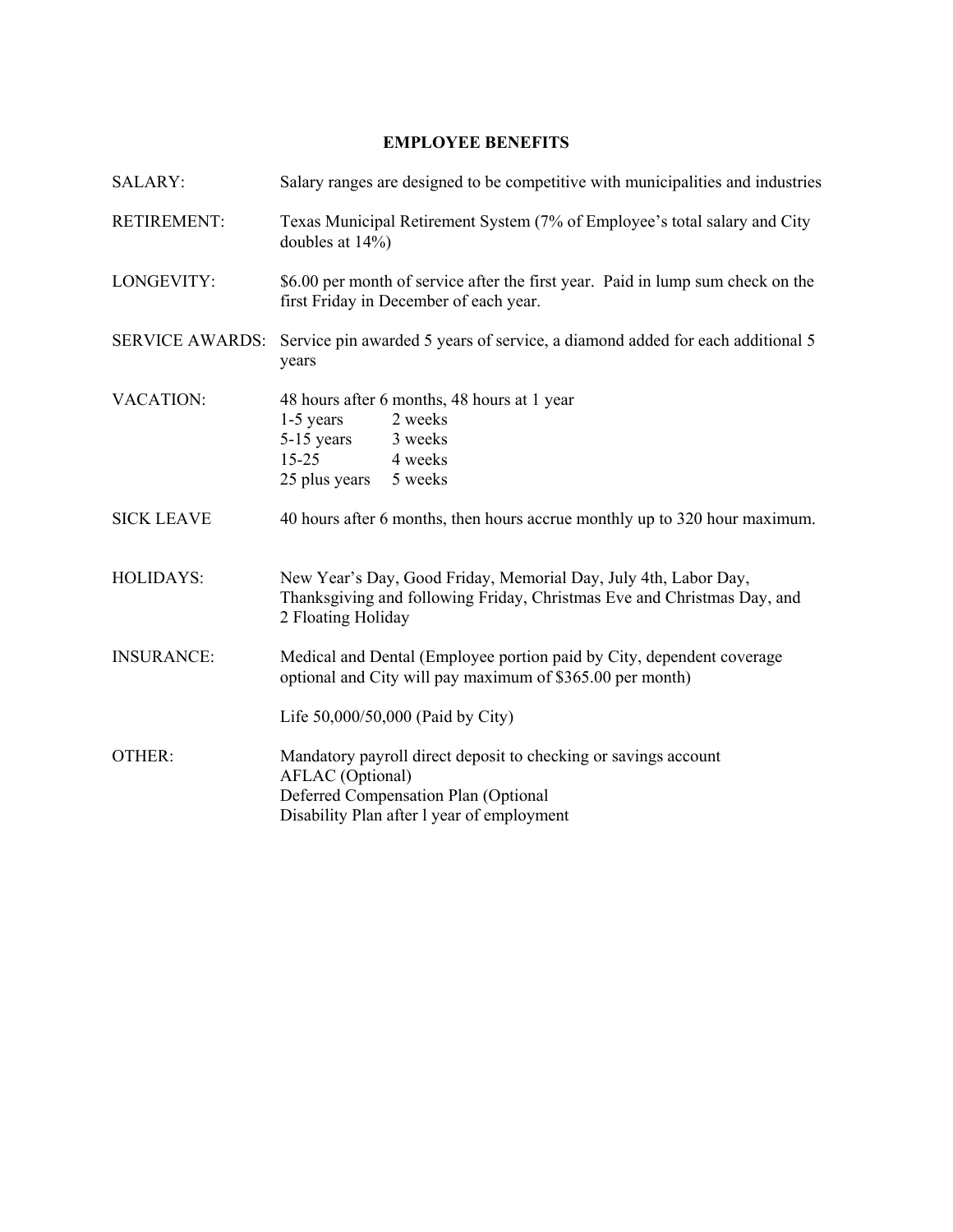# EMPLOYEE BENEFITS

| | |
|---|---|
| SALARY: | Salary ranges are designed to be competitive with municipalities and industries |
| RETIREMENT: | Texas Municipal Retirement System (7% of Employee's total salary and City doubles at 14%) |
| LONGEVITY: | \$6.00 per month of service after the first year. Paid in lump sum check on the first Friday in December of each year. |
| SERVICE AWARDS: | Service pin awarded 5 years of service, a diamond added for each additional 5 years |
| VACATION: | 48 hours after 6 months, 48 hours at 1 year<br>1-5 years 2 weeks<br>5-15 years 3 weeks<br>15-25 4 weeks<br>25 plus years 5 weeks |
| SICK LEAVE | 40 hours after 6 months, then hours accrue monthly up to 320 hour maximum. |
| HOLIDAYS: | New Year's Day, Good Friday, Memorial Day, July 4th, Labor Day, Thanksgiving and following Friday, Christmas Eve and Christmas Day, and 2 Floating Holiday |
| INSURANCE: | Medical and Dental (Employee portion paid by City, dependent coverage optional and City will pay maximum of \$365.00 per month)<br><br>Life 50,000/50,000 (Paid by City) |
| OTHER: | Mandatory payroll direct deposit to checking or savings account<br>AFLAC (Optional)<br>Deferred Compensation Plan (Optional<br>Disability Plan after l year of employment |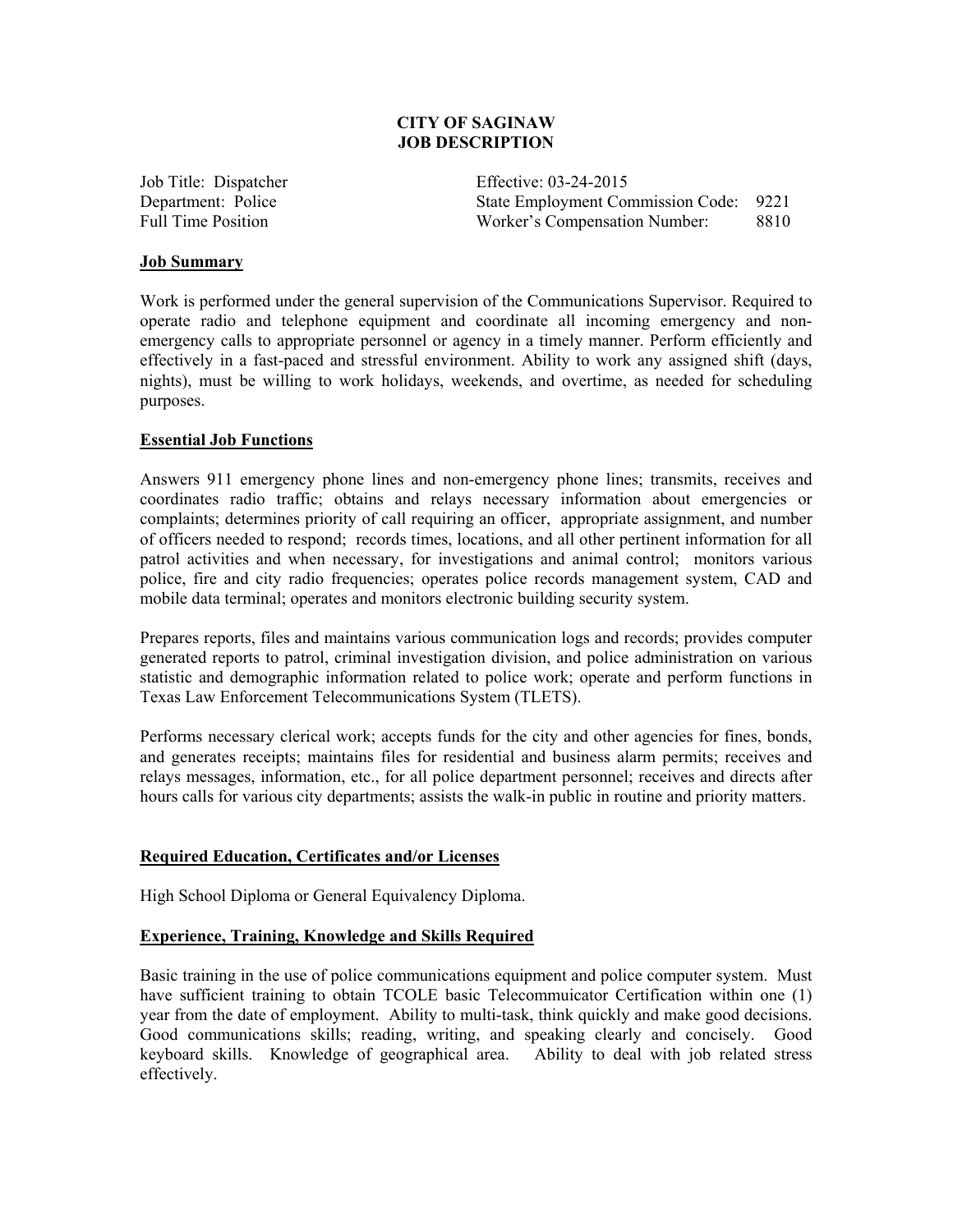**CITY OF SAGINAW**
**JOB DESCRIPTION**

| | |
|---|---|
| Job Title: Dispatcher | Effective: 03-24-2015 |
| Department: Police | State Employment Commission Code: 9221 |
| Full Time Position | Worker's Compensation Number: 8810 |

## Job Summary

Work is performed under the general supervision of the Communications Supervisor. Required to operate radio and telephone equipment and coordinate all incoming emergency and non-emergency calls to appropriate personnel or agency in a timely manner. Perform efficiently and effectively in a fast-paced and stressful environment. Ability to work any assigned shift (days, nights), must be willing to work holidays, weekends, and overtime, as needed for scheduling purposes.

## Essential Job Functions

Answers 911 emergency phone lines and non-emergency phone lines; transmits, receives and coordinates radio traffic; obtains and relays necessary information about emergencies or complaints; determines priority of call requiring an officer, appropriate assignment, and number of officers needed to respond; records times, locations, and all other pertinent information for all patrol activities and when necessary, for investigations and animal control; monitors various police, fire and city radio frequencies; operates police records management system, CAD and mobile data terminal; operates and monitors electronic building security system.

Prepares reports, files and maintains various communication logs and records; provides computer generated reports to patrol, criminal investigation division, and police administration on various statistic and demographic information related to police work; operate and perform functions in Texas Law Enforcement Telecommunications System (TLETS).

Performs necessary clerical work; accepts funds for the city and other agencies for fines, bonds, and generates receipts; maintains files for residential and business alarm permits; receives and relays messages, information, etc., for all police department personnel; receives and directs after hours calls for various city departments; assists the walk-in public in routine and priority matters.

## Required Education, Certificates and/or Licenses

High School Diploma or General Equivalency Diploma.

## Experience, Training, Knowledge and Skills Required

Basic training in the use of police communications equipment and police computer system. Must have sufficient training to obtain TCOLE basic Telecommuicator Certification within one (1) year from the date of employment. Ability to multi-task, think quickly and make good decisions. Good communications skills; reading, writing, and speaking clearly and concisely. Good keyboard skills. Knowledge of geographical area. Ability to deal with job related stress effectively.